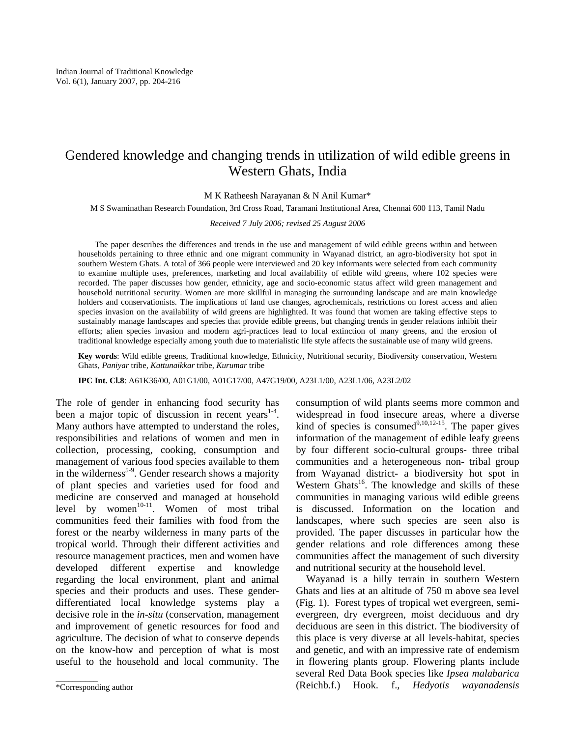# Gendered knowledge and changing trends in utilization of wild edible greens in Western Ghats, India

M K Ratheesh Narayanan & N Anil Kumar*

M S Swaminathan Research Foundation, 3rd Cross Road, Taramani Institutional Area, Chennai 600 113, Tamil Nadu

*Received 7 July 2006; revised 25 August 2006*

The paper describes the differences and trends in the use and management of wild edible greens within and between households pertaining to three ethnic and one migrant community in Wayanad district, an agro-biodiversity hot spot in southern Western Ghats. A total of 366 people were interviewed and 20 key informants were selected from each community to examine multiple uses, preferences, marketing and local availability of edible wild greens, where 102 species were recorded. The paper discusses how gender, ethnicity, age and socio-economic status affect wild green management and household nutritional security. Women are more skillful in managing the surrounding landscape and are main knowledge holders and conservationists. The implications of land use changes, agrochemicals, restrictions on forest access and alien species invasion on the availability of wild greens are highlighted. It was found that women are taking effective steps to sustainably manage landscapes and species that provide edible greens, but changing trends in gender relations inhibit their efforts; alien species invasion and modern agri-practices lead to local extinction of many greens, and the erosion of traditional knowledge especially among youth due to materialistic life style affects the sustainable use of many wild greens.

**Key words**: Wild edible greens, Traditional knowledge, Ethnicity, Nutritional security, Biodiversity conservation, Western Ghats, *Paniyar* tribe, *Kattunaikkar* tribe, *Kurumar* tribe

**IPC Int. Cl.8**: A61K36/00, A01G1/00, A01G17/00, A47G19/00, A23L1/00, A23L1/06, A23L2/02

The role of gender in enhancing food security has been a major topic of discussion in recent years[1-4]. Many authors have attempted to understand the roles, responsibilities and relations of women and men in collection, processing, cooking, consumption and management of various food species available to them in the wilderness[5-9]. Gender research shows a majority of plant species and varieties used for food and medicine are conserved and managed at household level by women[10-11]. Women of most tribal communities feed their families with food from the forest or the nearby wilderness in many parts of the tropical world. Through their different activities and resource management practices, men and women have developed different expertise and knowledge regarding the local environment, plant and animal species and their products and uses. These gender-differentiated local knowledge systems play a decisive role in the *in-situ* (conservation, management and improvement of genetic resources for food and agriculture. The decision of what to conserve depends on the know-how and perception of what is most useful to the household and local community. The consumption of wild plants seems more common and widespread in food insecure areas, where a diverse kind of species is consumed[9,10,12-15]. The paper gives information of the management of edible leafy greens by four different socio-cultural groups- three tribal communities and a heterogeneous non- tribal group from Wayanad district- a biodiversity hot spot in Western Ghats[16]. The knowledge and skills of these communities in managing various wild edible greens is discussed. Information on the location and landscapes, where such species are seen also is provided. The paper discusses in particular how the gender relations and role differences among these communities affect the management of such diversity and nutritional security at the household level.

Wayanad is a hilly terrain in southern Western Ghats and lies at an altitude of 750 m above sea level (Fig. 1). Forest types of tropical wet evergreen, semi-evergreen, dry evergreen, moist deciduous and dry deciduous are seen in this district. The biodiversity of this place is very diverse at all levels-habitat, species and genetic, and with an impressive rate of endemism in flowering plants group. Flowering plants include several Red Data Book species like *Ipsea malabarica* (Reichb.f.) Hook. f., *Hedyotis wayanadensis*

*Corresponding author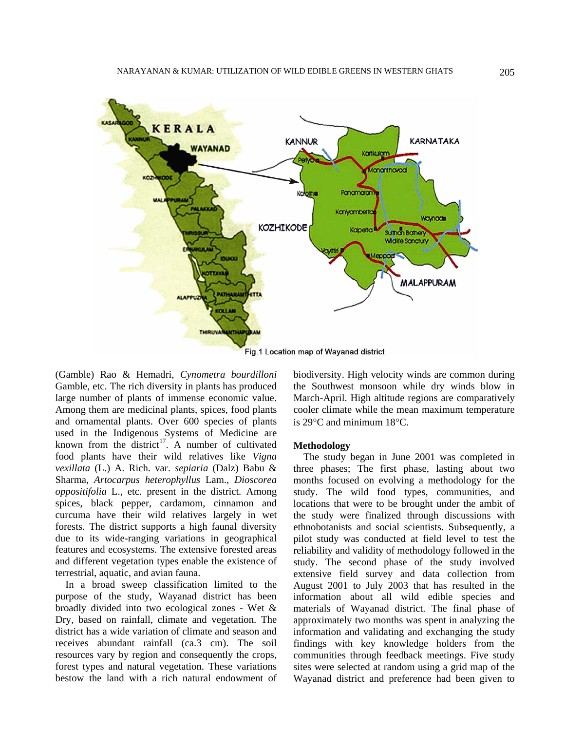Fig.1 Location map of Wayanad district

(Gamble) Rao & Hemadri, *Cynometra bourdilloni* Gamble, etc. The rich diversity in plants has produced large number of plants of immense economic value. Among them are medicinal plants, spices, food plants and ornamental plants. Over 600 species of plants used in the Indigenous Systems of Medicine are known from the district[17]. A number of cultivated food plants have their wild relatives like *Vigna vexillata* (L.) A. Rich. var. *sepiaria* (Dalz) Babu & Sharma, *Artocarpus heterophyllus* Lam., *Dioscorea oppositifolia* L., etc. present in the district. Among spices, black pepper, cardamom, cinnamon and curcuma have their wild relatives largely in wet forests. The district supports a high faunal diversity due to its wide-ranging variations in geographical features and ecosystems. The extensive forested areas and different vegetation types enable the existence of terrestrial, aquatic, and avian fauna.

In a broad sweep classification limited to the purpose of the study, Wayanad district has been broadly divided into two ecological zones - Wet & Dry, based on rainfall, climate and vegetation. The district has a wide variation of climate and season and receives abundant rainfall (ca.3 cm). The soil resources vary by region and consequently the crops, forest types and natural vegetation. These variations bestow the land with a rich natural endowment of biodiversity. High velocity winds are common during the Southwest monsoon while dry winds blow in March-April. High altitude regions are comparatively cooler climate while the mean maximum temperature is 29°C and minimum 18°C.

### Methodology

The study began in June 2001 was completed in three phases; The first phase, lasting about two months focused on evolving a methodology for the study. The wild food types, communities, and locations that were to be brought under the ambit of the study were finalized through discussions with ethnobotanists and social scientists. Subsequently, a pilot study was conducted at field level to test the reliability and validity of methodology followed in the study. The second phase of the study involved extensive field survey and data collection from August 2001 to July 2003 that has resulted in the information about all wild edible species and materials of Wayanad district. The final phase of approximately two months was spent in analyzing the information and validating and exchanging the study findings with key knowledge holders from the communities through feedback meetings. Five study sites were selected at random using a grid map of the Wayanad district and preference had been given to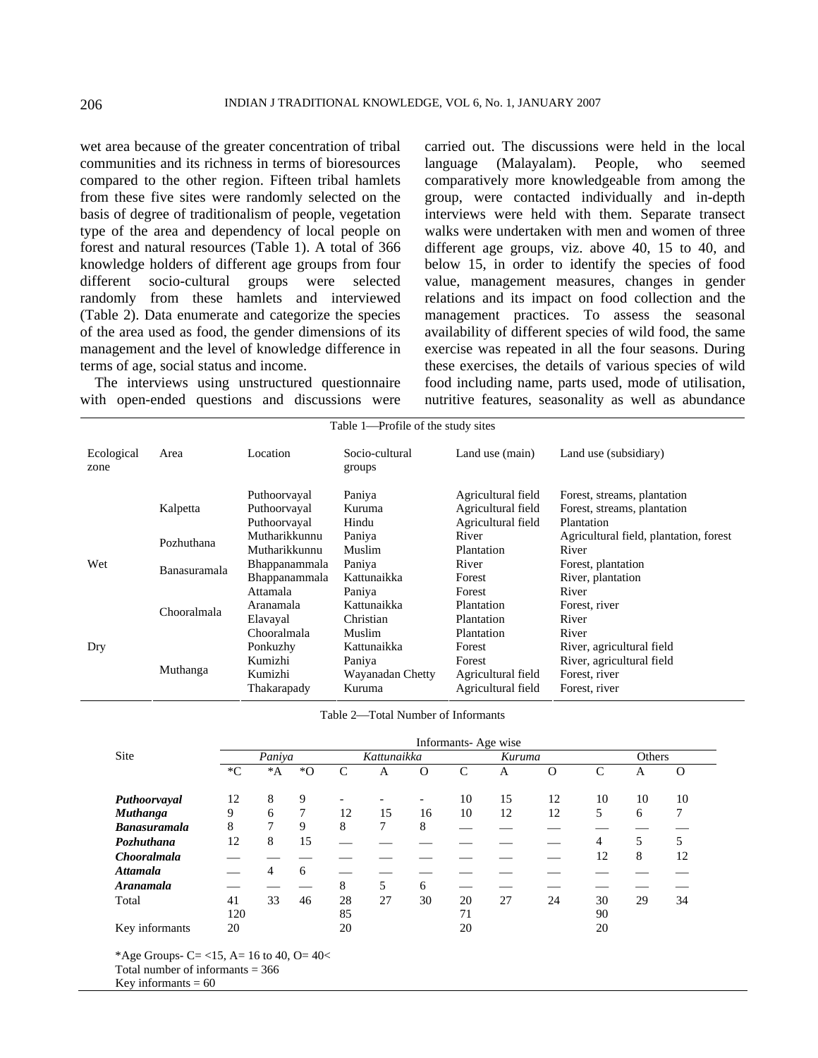wet area because of the greater concentration of tribal communities and its richness in terms of bioresources compared to the other region. Fifteen tribal hamlets from these five sites were randomly selected on the basis of degree of traditionalism of people, vegetation type of the area and dependency of local people on forest and natural resources (Table 1). A total of 366 knowledge holders of different age groups from four different socio-cultural groups were selected randomly from these hamlets and interviewed (Table 2). Data enumerate and categorize the species of the area used as food, the gender dimensions of its management and the level of knowledge difference in terms of age, social status and income.

The interviews using unstructured questionnaire with open-ended questions and discussions were carried out. The discussions were held in the local language (Malayalam). People, who seemed comparatively more knowledgeable from among the group, were contacted individually and in-depth interviews were held with them. Separate transect walks were undertaken with men and women of three different age groups, viz. above 40, 15 to 40, and below 15, in order to identify the species of food value, management measures, changes in gender relations and its impact on food collection and the management practices. To assess the seasonal availability of different species of wild food, the same exercise was repeated in all the four seasons. During these exercises, the details of various species of wild food including name, parts used, mode of utilisation, nutritive features, seasonality as well as abundance

Table 1—Profile of the study sites

| Ecological zone | Area | Location | Socio-cultural groups | Land use (main) | Land use (subsidiary) |
|---|---|---|---|---|---|
| Wet | Kalpetta | Puthoorvayal | Paniya | Agricultural field | Forest, streams, plantation |
| | | Puthoorvayal | Kuruma | Agricultural field | Forest, streams, plantation |
| | | Puthoorvayal | Hindu | Agricultural field | Plantation |
| | Pozhuthana | Mutharikkunnu | Paniya | River | Agricultural field, plantation, forest |
| | | Mutharikkunnu | Muslim | Plantation | River |
| | Banasuramala | Bhappanammala | Paniya | River | Forest, plantation |
| | | Bhappanammala | Kattunaikka | Forest | River, plantation |
| | Chooralmala | Attamala | Paniya | Forest | River |
| | | Aranamala | Kattunaikka | Plantation | Forest, river |
| | | Elavayal | Christian | Plantation | River |
| | | Chooralmala | Muslim | Plantation | River |
| Dry | Muthanga | Ponkuzhy | Kattunaikka | Forest | River, agricultural field |
| | | Kumizhi | Paniya | Forest | River, agricultural field |
| | | Kumizhi | Wayanadan Chetty | Agricultural field | Forest, river |
| | | Thakarapady | Kuruma | Agricultural field | Forest, river |

Table 2—Total Number of Informants

| Site | Informants- Age wise | | | | | | | | | | | |
|---|---|---|---|---|---|---|---|---|---|---|---|---|
| | *Paniya* | | | *Kattunaikka* | | | *Kuruma* | | | Others | | |
| | *C | *A | *O | C | A | O | C | A | O | C | A | O |
| ***Puthoorvayal*** | 12 | 8 | 9 | - | - | - | 10 | 15 | 12 | 10 | 10 | 10 |
| ***Muthanga*** | 9 | 6 | 7 | 12 | 15 | 16 | 10 | 12 | 12 | 5 | 6 | 7 |
| ***Banasuramala*** | 8 | 7 | 9 | 8 | 7 | 8 | — | — | — | — | — | — |
| ***Pozhuthana*** | 12 | 8 | 15 | — | — | — | — | — | — | 4 | 5 | 5 |
| ***Chooralmala*** | — | — | — | — | — | — | — | — | — | 12 | 8 | 12 |
| ***Attamala*** | — | 4 | 6 | — | — | — | — | — | — | — | — | — |
| ***Aranamala*** | — | — | — | 8 | 5 | 6 | — | — | — | — | — | — |
| Total | 41 | 33 | 46 | 28 | 27 | 30 | 20 | 27 | 24 | 30 | 29 | 34 |
| | 120 | | | 85 | | | 71 | | | 90 | | |
| Key informants | 20 | | | 20 | | | 20 | | | 20 | | |

*Age Groups- C= <15, A= 16 to 40, O= 40<
Total number of informants = 366
Key informants = 60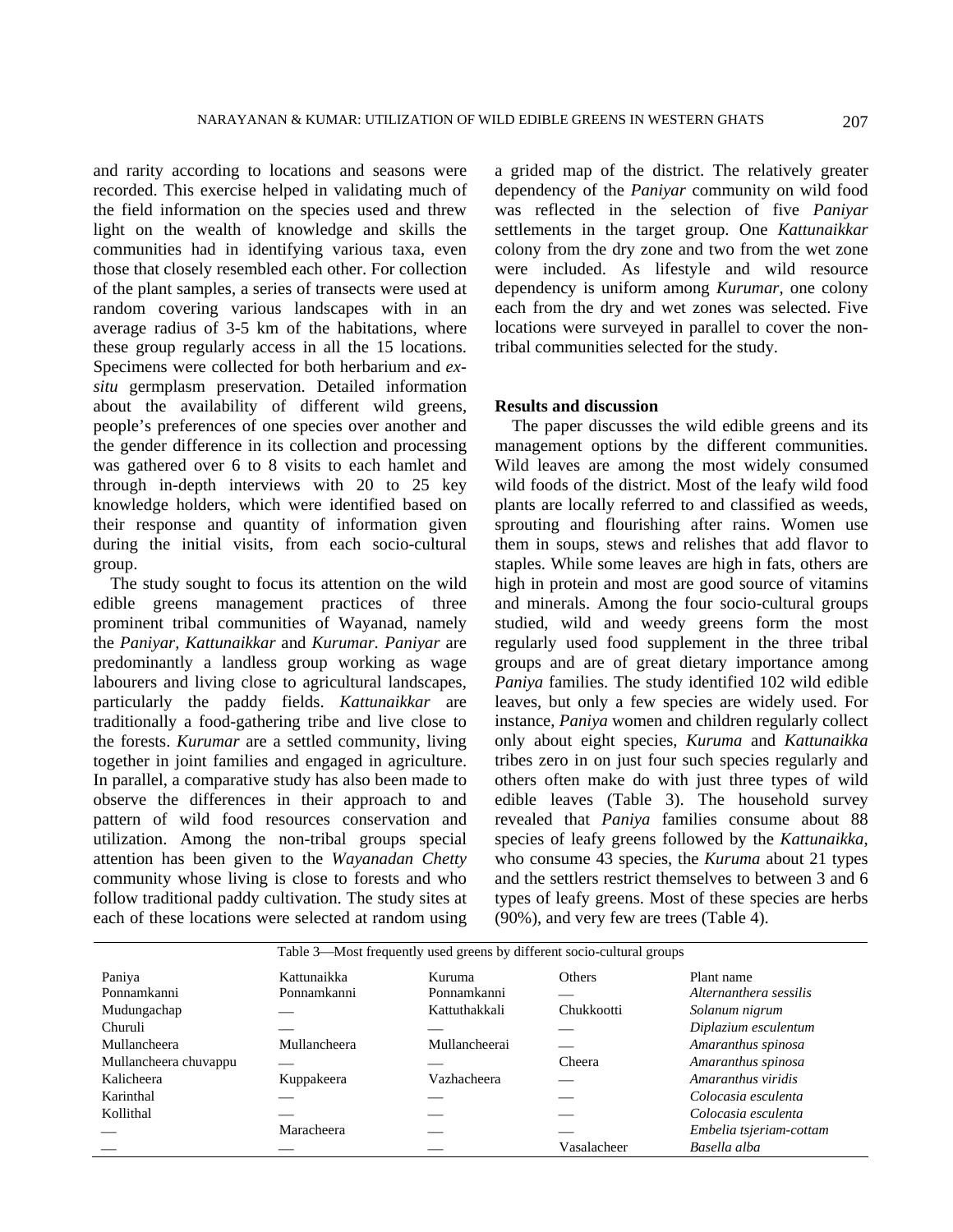and rarity according to locations and seasons were recorded. This exercise helped in validating much of the field information on the species used and threw light on the wealth of knowledge and skills the communities had in identifying various taxa, even those that closely resembled each other. For collection of the plant samples, a series of transects were used at random covering various landscapes with in an average radius of 3-5 km of the habitations, where these group regularly access in all the 15 locations. Specimens were collected for both herbarium and *ex-situ* germplasm preservation. Detailed information about the availability of different wild greens, people's preferences of one species over another and the gender difference in its collection and processing was gathered over 6 to 8 visits to each hamlet and through in-depth interviews with 20 to 25 key knowledge holders, which were identified based on their response and quantity of information given during the initial visits, from each socio-cultural group.

The study sought to focus its attention on the wild edible greens management practices of three prominent tribal communities of Wayanad, namely the *Paniyar, Kattunaikkar* and *Kurumar*. *Paniyar* are predominantly a landless group working as wage labourers and living close to agricultural landscapes, particularly the paddy fields. *Kattunaikkar* are traditionally a food-gathering tribe and live close to the forests. *Kurumar* are a settled community, living together in joint families and engaged in agriculture. In parallel, a comparative study has also been made to observe the differences in their approach to and pattern of wild food resources conservation and utilization. Among the non-tribal groups special attention has been given to the *Wayanadan Chetty* community whose living is close to forests and who follow traditional paddy cultivation. The study sites at each of these locations were selected at random using a grided map of the district. The relatively greater dependency of the *Paniyar* community on wild food was reflected in the selection of five *Paniyar* settlements in the target group. One *Kattunaikkar* colony from the dry zone and two from the wet zone were included. As lifestyle and wild resource dependency is uniform among *Kurumar*, one colony each from the dry and wet zones was selected. Five locations were surveyed in parallel to cover the non-tribal communities selected for the study.

## Results and discussion

The paper discusses the wild edible greens and its management options by the different communities. Wild leaves are among the most widely consumed wild foods of the district. Most of the leafy wild food plants are locally referred to and classified as weeds, sprouting and flourishing after rains. Women use them in soups, stews and relishes that add flavor to staples. While some leaves are high in fats, others are high in protein and most are good source of vitamins and minerals. Among the four socio-cultural groups studied, wild and weedy greens form the most regularly used food supplement in the three tribal groups and are of great dietary importance among *Paniya* families. The study identified 102 wild edible leaves, but only a few species are widely used. For instance, *Paniya* women and children regularly collect only about eight species, *Kuruma* and *Kattunaikka* tribes zero in on just four such species regularly and others often make do with just three types of wild edible leaves (Table 3). The household survey revealed that *Paniya* families consume about 88 species of leafy greens followed by the *Kattunaikka*, who consume 43 species, the *Kuruma* about 21 types and the settlers restrict themselves to between 3 and 6 types of leafy greens. Most of these species are herbs (90%), and very few are trees (Table 4).

Table 3—Most frequently used greens by different socio-cultural groups

| Paniya | Kattunaikka | Kuruma | Others | Plant name |
|---|---|---|---|---|
| Ponnamkanni | Ponnamkanni | Ponnamkanni | — | *Alternanthera sessilis* |
| Mudungachap | — | Kattuthakkali | Chukkootti | *Solanum nigrum* |
| Churuli | — | — | — | *Diplazium esculentum* |
| Mullancheera | Mullancheera | Mullancheerai | — | *Amaranthus spinosa* |
| Mullancheera chuvappu | — | — | Cheera | *Amaranthus spinosa* |
| Kalicheera | Kuppakeera | Vazhacheera | — | *Amaranthus viridis* |
| Karinthal | — | — | — | *Colocasia esculenta* |
| Kollithal | — | — | — | *Colocasia esculenta* |
| — | Maracheera | — | — | *Embelia tsjeriam-cottam* |
| — | — | — | Vasalacheer | *Basella alba* |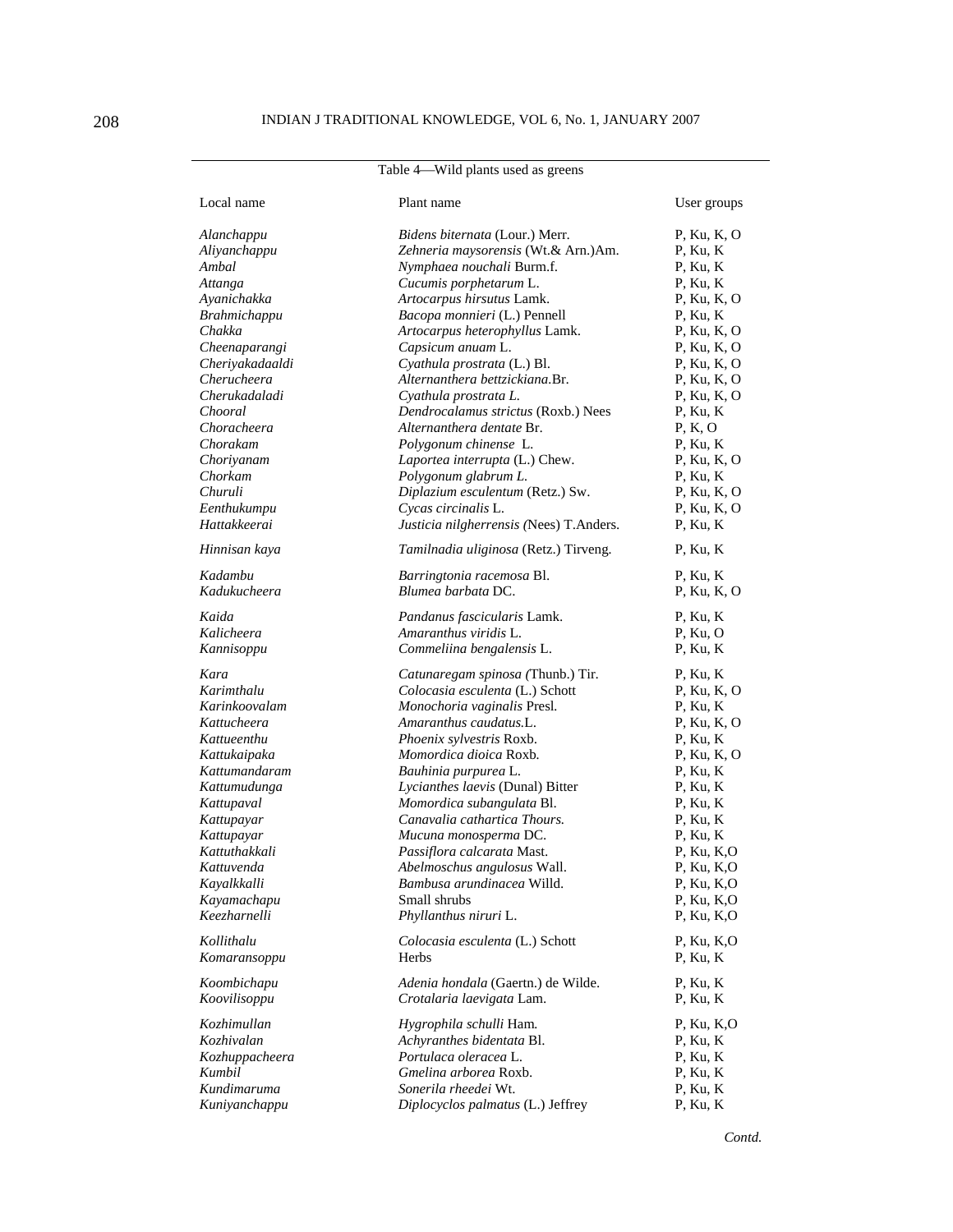Table 4—Wild plants used as greens

| Local name | Plant name | User groups |
|---|---|---|
| *Alanchappu* | *Bidens biternata* (Lour.) Merr. | P, Ku, K, O |
| *Aliyanchappu* | *Zehneria maysorensis* (Wt.& Arn.)Am. | P, Ku, K |
| *Ambal* | *Nymphaea nouchali* Burm.f. | P, Ku, K |
| *Attanga* | *Cucumis porphetarum* L. | P, Ku, K |
| *Ayanichakka* | *Artocarpus hirsutus* Lamk. | P, Ku, K, O |
| *Brahmichappu* | *Bacopa monnieri* (L.) Pennell | P, Ku, K |
| *Chakka* | *Artocarpus heterophyllus* Lamk. | P, Ku, K, O |
| *Cheenaparangi* | *Capsicum anuam* L. | P, Ku, K, O |
| *Cheriyakadaaldi* | *Cyathula prostrata* (L.) Bl. | P, Ku, K, O |
| *Cherucheera* | *Alternanthera bettzickiana*.Br. | P, Ku, K, O |
| *Cherukadaladi* | *Cyathula prostrata L.* | P, Ku, K, O |
| *Chooral* | *Dendrocalamus strictus* (Roxb.) Nees | P, Ku, K |
| *Choracheera* | *Alternanthera dentate* Br. | P, K, O |
| *Chorakam* | *Polygonum chinense* L. | P, Ku, K |
| *Choriyanam* | *Laportea interrupta* (L.) Chew. | P, Ku, K, O |
| *Chorkam* | *Polygonum glabrum L.* | P, Ku, K |
| *Churuli* | *Diplazium esculentum* (Retz.) Sw. | P, Ku, K, O |
| *Eenthukumpu* | *Cycas circinalis* L. | P, Ku, K, O |
| *Hattakkeerai* | *Justicia nilgherrensis (*Nees) T.Anders. | P, Ku, K |
| *Hinnisan kaya* | *Tamilnadia uliginosa* (Retz.) Tirveng. | P, Ku, K |
| *Kadambu* | *Barringtonia racemosa* Bl. | P, Ku, K |
| *Kadukucheera* | *Blumea barbata* DC. | P, Ku, K, O |
| *Kaida* | *Pandanus fascicularis* Lamk. | P, Ku, K |
| *Kalicheera* | *Amaranthus viridis* L. | P, Ku, O |
| *Kannisoppu* | *Commeliina bengalensis* L. | P, Ku, K |
| *Kara* | *Catunaregam spinosa (*Thunb.) Tir. | P, Ku, K |
| *Karimthalu* | *Colocasia esculenta* (L.) Schott | P, Ku, K, O |
| *Karinkoovalam* | *Monochoria vaginalis* Presl. | P, Ku, K |
| *Kattucheera* | *Amaranthus caudatus*.L. | P, Ku, K, O |
| *Kattueenthu* | *Phoenix sylvestris* Roxb. | P, Ku, K |
| *Kattukaipaka* | *Momordica dioica* Roxb. | P, Ku, K, O |
| *Kattumandaram* | *Bauhinia purpurea* L. | P, Ku, K |
| *Kattumudunga* | *Lycianthes laevis* (Dunal) Bitter | P, Ku, K |
| *Kattupaval* | *Momordica subangulata* Bl. | P, Ku, K |
| *Kattupayar* | *Canavalia cathartica Thours.* | P, Ku, K |
| *Kattupayar* | *Mucuna monosperma* DC. | P, Ku, K |
| *Kattuthakkali* | *Passiflora calcarata* Mast. | P, Ku, K,O |
| *Kattuvenda* | *Abelmoschus angulosus* Wall. | P, Ku, K,O |
| *Kayalkkalli* | *Bambusa arundinacea* Willd. | P, Ku, K,O |
| *Kayamachapu* | Small shrubs | P, Ku, K,O |
| *Keezharnelli* | *Phyllanthus niruri* L. | P, Ku, K,O |
| *Kollithalu* | *Colocasia esculenta* (L.) Schott | P, Ku, K,O |
| *Komaransoppu* | Herbs | P, Ku, K |
| *Koombichapu* | *Adenia hondala* (Gaertn.) de Wilde. | P, Ku, K |
| *Koovilisoppu* | *Crotalaria laevigata* Lam. | P, Ku, K |
| *Kozhimullan* | *Hygrophila schulli* Ham*.* | P, Ku, K,O |
| *Kozhivalan* | *Achyranthes bidentata* Bl. | P, Ku, K |
| *Kozhuppacheera* | *Portulaca oleracea* L. | P, Ku, K |
| *Kumbil* | *Gmelina arborea* Roxb. | P, Ku, K |
| *Kundimaruma* | *Sonerila rheedei* Wt. | P, Ku, K |
| *Kuniyanchappu* | *Diplocyclos palmatus* (L.) Jeffrey | P, Ku, K |

*Contd.*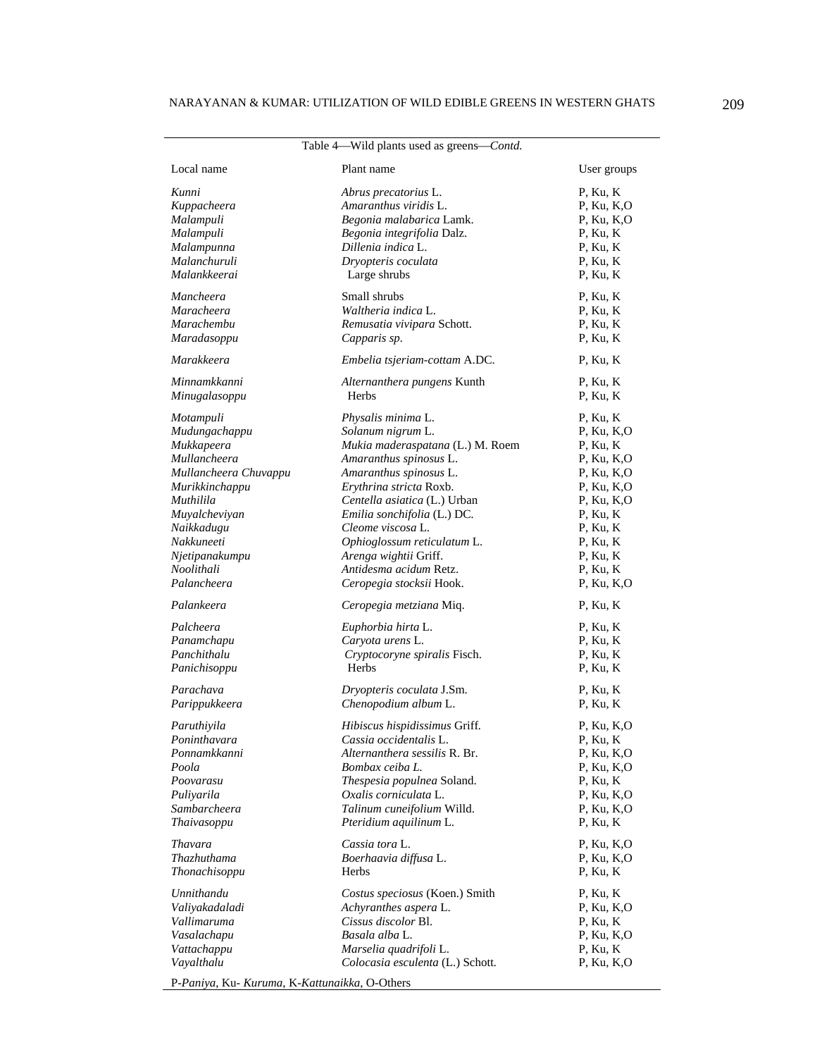Table 4—Wild plants used as greens—*Contd.*

| Local name | Plant name | User groups |
|---|---|---|
| *Kunni* | *Abrus precatorius* L. | P, Ku, K |
| *Kuppacheera* | *Amaranthus viridis* L. | P, Ku, K,O |
| *Malampuli* | *Begonia malabarica* Lamk. | P, Ku, K,O |
| *Malampuli* | *Begonia integrifolia* Dalz. | P, Ku, K |
| *Malampunna* | *Dillenia indica* L. | P, Ku, K |
| *Malanchuruli* | *Dryopteris coculata* | P, Ku, K |
| *Malankkeerai* | Large shrubs | P, Ku, K |
| *Mancheera* | Small shrubs | P, Ku, K |
| *Maracheera* | *Waltheria indica* L. | P, Ku, K |
| *Marachembu* | *Remusatia vivipara* Schott. | P, Ku, K |
| *Maradasoppu* | *Capparis sp*. | P, Ku, K |
| *Marakkeera* | *Embelia tsjeriam-cottam* A.DC. | P, Ku, K |
| *Minnamkkanni* | *Alternanthera pungens* Kunth | P, Ku, K |
| *Minugalasoppu* | Herbs | P, Ku, K |
| *Motampuli* | *Physalis minima* L. | P, Ku, K |
| *Mudungachappu* | *Solanum nigrum* L. | P, Ku, K,O |
| *Mukkapeera* | *Mukia maderaspatana* (L.) M. Roem | P, Ku, K |
| *Mullancheera* | *Amaranthus spinosus* L. | P, Ku, K,O |
| *Mullancheera Chuvappu* | *Amaranthus spinosus* L. | P, Ku, K,O |
| *Murikkinchappu* | *Erythrina stricta* Roxb. | P, Ku, K,O |
| *Muthilila* | *Centella asiatica* (L.) Urban | P, Ku, K,O |
| *Muyalcheviyan* | *Emilia sonchifolia* (L.) DC. | P, Ku, K |
| *Naikkadugu* | *Cleome viscosa* L. | P, Ku, K |
| *Nakkuneeti* | *Ophioglossum reticulatum* L. | P, Ku, K |
| *Njetipanakumpu* | *Arenga wightii* Griff. | P, Ku, K |
| *Noolithali* | *Antidesma acidum* Retz. | P, Ku, K |
| *Palancheera* | *Ceropegia stocksii* Hook. | P, Ku, K,O |
| *Palankeera* | *Ceropegia metziana* Miq. | P, Ku, K |
| *Palcheera* | *Euphorbia hirta* L. | P, Ku, K |
| *Panamchapu* | *Caryota urens* L. | P, Ku, K |
| *Panchithalu* | *Cryptocoryne spiralis* Fisch. | P, Ku, K |
| *Panichisoppu* | Herbs | P, Ku, K |
| *Parachava* | *Dryopteris coculata* J.Sm. | P, Ku, K |
| *Parippukkeera* | *Chenopodium album* L. | P, Ku, K |
| *Paruthiyila* | *Hibiscus hispidissimus* Griff. | P, Ku, K,O |
| *Poninthavara* | *Cassia occidentalis* L. | P, Ku, K |
| *Ponnamkkanni* | *Alternanthera sessilis* R. Br. | P, Ku, K,O |
| *Poola* | *Bombax ceiba L.* | P, Ku, K,O |
| *Poovarasu* | *Thespesia populnea* Soland. | P, Ku, K |
| *Puliyarila* | *Oxalis corniculata* L. | P, Ku, K,O |
| *Sambarcheera* | *Talinum cuneifolium* Willd. | P, Ku, K,O |
| *Thaivasoppu* | *Pteridium aquilinum* L. | P, Ku, K |
| *Thavara* | *Cassia tora* L. | P, Ku, K,O |
| *Thazhuthama* | *Boerhaavia diffusa* L. | P, Ku, K,O |
| *Thonachisoppu* | Herbs | P, Ku, K |
| *Unnithandu* | *Costus speciosus* (Koen.) Smith | P, Ku, K |
| *Valiyakadaladi* | *Achyranthes aspera* L. | P, Ku, K,O |
| *Vallimaruma* | *Cissus discolor* Bl. | P, Ku, K |
| *Vasalachapu* | *Basala alba* L. | P, Ku, K,O |
| *Vattachappu* | *Marselia quadrifoli* L. | P, Ku, K |
| *Vayalthalu* | *Colocasia esculenta* (L.) Schott. | P, Ku, K,O |

P-*Paniya*, Ku- *Kuruma*, K-*Kattunaikka*, O-Others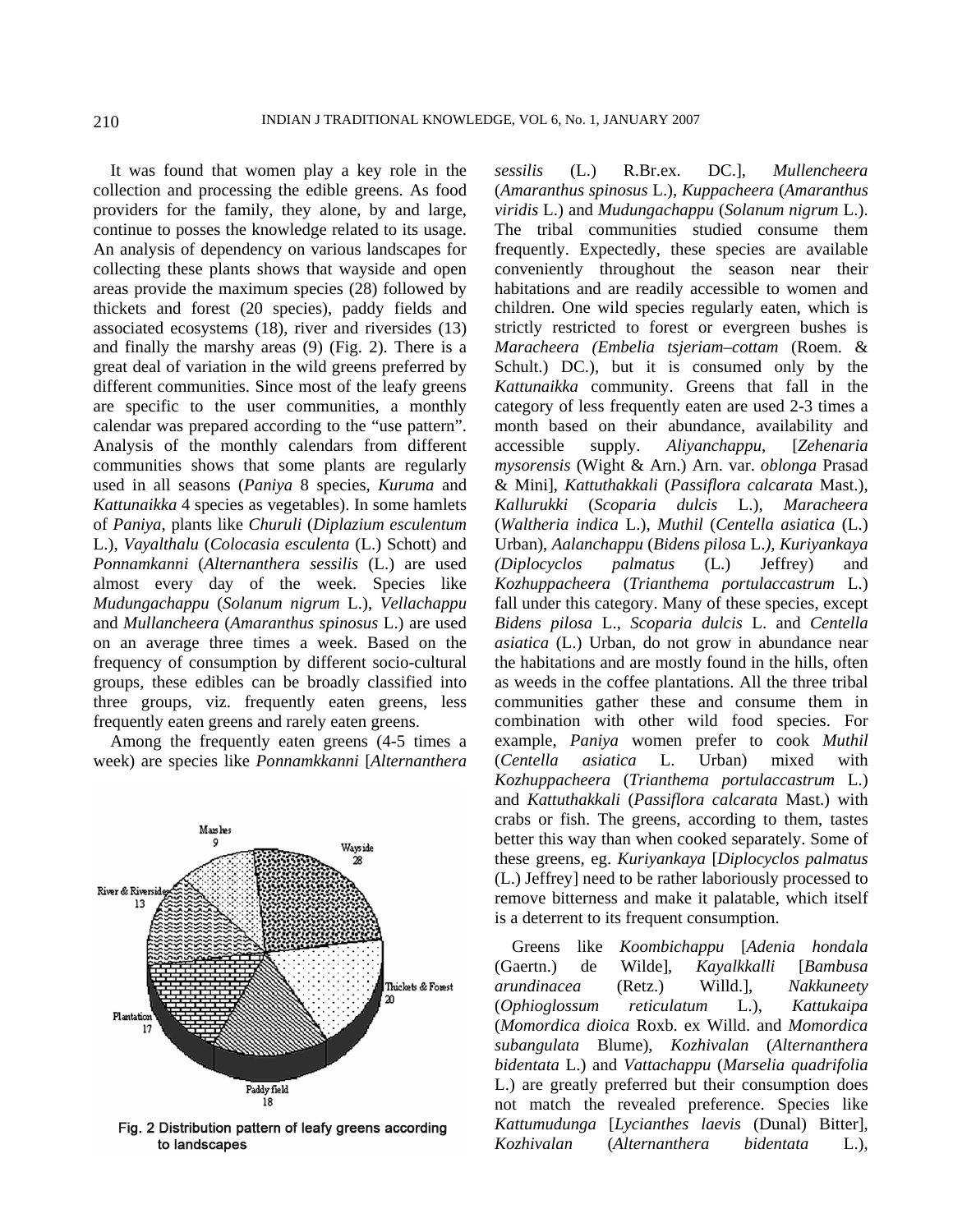It was found that women play a key role in the collection and processing the edible greens. As food providers for the family, they alone, by and large, continue to posses the knowledge related to its usage. An analysis of dependency on various landscapes for collecting these plants shows that wayside and open areas provide the maximum species (28) followed by thickets and forest (20 species), paddy fields and associated ecosystems (18), river and riversides (13) and finally the marshy areas (9) (Fig. 2). There is a great deal of variation in the wild greens preferred by different communities. Since most of the leafy greens are specific to the user communities, a monthly calendar was prepared according to the "use pattern". Analysis of the monthly calendars from different communities shows that some plants are regularly used in all seasons (*Paniya* 8 species, *Kuruma* and *Kattunaikka* 4 species as vegetables). In some hamlets of *Paniya*, plants like *Churuli* (*Diplazium esculentum* L.), *Vayalthalu* (*Colocasia esculenta* (L.) Schott) and *Ponnamkanni* (*Alternanthera sessilis* (L.) are used almost every day of the week. Species like *Mudungachappu* (*Solanum nigrum* L.), *Vellachappu* and *Mullancheera* (*Amaranthus spinosus* L.) are used on an average three times a week. Based on the frequency of consumption by different socio-cultural groups, these edibles can be broadly classified into three groups, viz. frequently eaten greens, less frequently eaten greens and rarely eaten greens.

Among the frequently eaten greens (4-5 times a week) are species like *Ponnamkkanni* [*Alternanthera sessilis* (L.) R.Br.ex. DC.], *Mullencheera* (*Amaranthus spinosus* L.), *Kuppacheera* (*Amaranthus viridis* L.) and *Mudungachappu* (*Solanum nigrum* L.). The tribal communities studied consume them frequently. Expectedly, these species are available conveniently throughout the season near their habitations and are readily accessible to women and children. One wild species regularly eaten, which is strictly restricted to forest or evergreen bushes is *Maracheera (Embelia tsjeriam–cottam* (Roem. & Schult.) DC.), but it is consumed only by the *Kattunaikka* community. Greens that fall in the category of less frequently eaten are used 2-3 times a month based on their abundance, availability and accessible supply. *Aliyanchappu*, [*Zehenaria mysorensis* (Wight & Arn.) Arn. var. *oblonga* Prasad & Mini], *Kattuthakkali* (*Passiflora calcarata* Mast.), *Kallurukki* (*Scoparia dulcis* L.), *Maracheera* (*Waltheria indica* L.), *Muthil* (*Centella asiatica* (L.) Urban), *Aalanchappu* (*Bidens pilosa* L.*), Kuriyankaya (Diplocyclos palmatus* (L.) Jeffrey) and *Kozhuppacheera* (*Trianthema portulaccastrum* L.) fall under this category. Many of these species, except *Bidens pilosa* L., *Scoparia dulcis* L. and *Centella asiatica* (L.) Urban, do not grow in abundance near the habitations and are mostly found in the hills, often as weeds in the coffee plantations. All the three tribal communities gather these and consume them in combination with other wild food species. For example, *Paniya* women prefer to cook *Muthil* (*Centella asiatica* L. Urban) mixed with *Kozhuppacheera* (*Trianthema portulaccastrum* L.) and *Kattuthakkali* (*Passiflora calcarata* Mast.) with crabs or fish. The greens, according to them, tastes better this way than when cooked separately. Some of these greens, eg. *Kuriyankaya* [*Diplocyclos palmatus* (L.) Jeffrey] need to be rather laboriously processed to remove bitterness and make it palatable, which itself is a deterrent to its frequent consumption.

Fig. 2 Distribution pattern of leafy greens according to landscapes

Greens like *Koombichappu* [*Adenia hondala* (Gaertn.) de Wilde], *Kayalkkalli* [*Bambusa arundinacea* (Retz.) Willd.], *Nakkuneety* (*Ophioglossum reticulatum* L.), *Kattukaipa* (*Momordica dioica* Roxb. ex Willd. and *Momordica subangulata* Blume), *Kozhivalan* (*Alternanthera bidentata* L.) and *Vattachappu* (*Marselia quadrifolia* L.) are greatly preferred but their consumption does not match the revealed preference. Species like *Kattumudunga* [*Lycianthes laevis* (Dunal) Bitter], *Kozhivalan* (*Alternanthera bidentata* L.),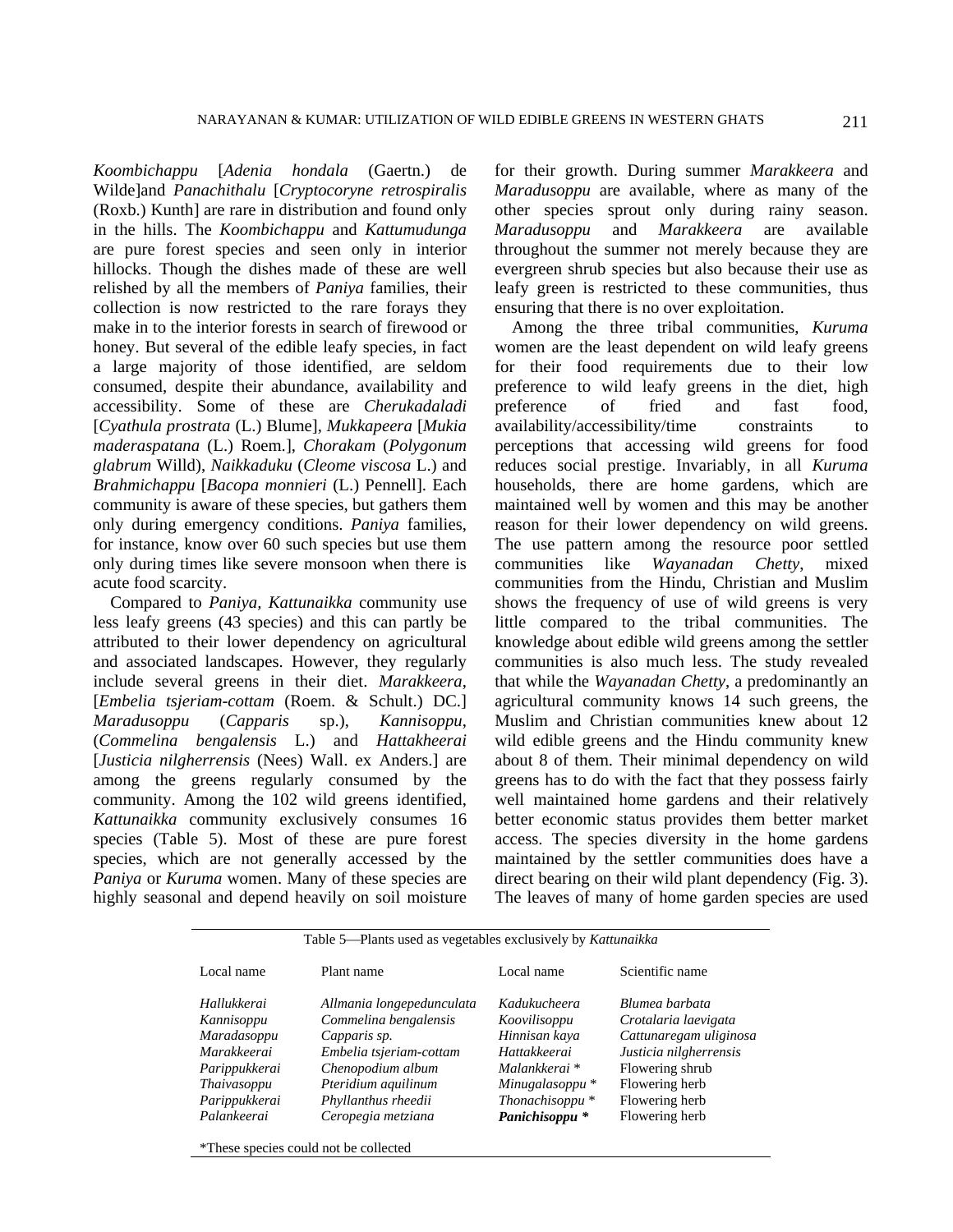*Koombichappu* [*Adenia hondala* (Gaertn.) de Wilde]and *Panachithalu* [*Cryptocoryne retrospiralis* (Roxb.) Kunth] are rare in distribution and found only in the hills. The *Koombichappu* and *Kattumudunga* are pure forest species and seen only in interior hillocks. Though the dishes made of these are well relished by all the members of *Paniya* families, their collection is now restricted to the rare forays they make in to the interior forests in search of firewood or honey. But several of the edible leafy species, in fact a large majority of those identified, are seldom consumed, despite their abundance, availability and accessibility. Some of these are *Cherukadaladi* [*Cyathula prostrata* (L.) Blume], *Mukkapeera* [*Mukia maderaspatana* (L.) Roem.], *Chorakam* (*Polygonum glabrum* Willd), *Naikkaduku* (*Cleome viscosa* L.) and *Brahmichappu* [*Bacopa monnieri* (L.) Pennell]. Each community is aware of these species, but gathers them only during emergency conditions. *Paniya* families, for instance, know over 60 such species but use them only during times like severe monsoon when there is acute food scarcity.

Compared to *Paniya, Kattunaikka* community use less leafy greens (43 species) and this can partly be attributed to their lower dependency on agricultural and associated landscapes. However, they regularly include several greens in their diet. *Marakkeera*, [*Embelia tsjeriam-cottam* (Roem. & Schult.) DC.] *Maradusoppu* (*Capparis* sp.), *Kannisoppu*, (*Commelina bengalensis* L.) and *Hattakheerai* [*Justicia nilgherrensis* (Nees) Wall. ex Anders.] are among the greens regularly consumed by the community. Among the 102 wild greens identified, *Kattunaikka* community exclusively consumes 16 species (Table 5). Most of these are pure forest species, which are not generally accessed by the *Paniya* or *Kuruma* women. Many of these species are highly seasonal and depend heavily on soil moisture for their growth. During summer *Marakkeera* and *Maradusoppu* are available, where as many of the other species sprout only during rainy season. *Maradusoppu* and *Marakkeera* are available throughout the summer not merely because they are evergreen shrub species but also because their use as leafy green is restricted to these communities, thus ensuring that there is no over exploitation.

Among the three tribal communities, *Kuruma* women are the least dependent on wild leafy greens for their food requirements due to their low preference to wild leafy greens in the diet, high preference of fried and fast food, availability/accessibility/time constraints to perceptions that accessing wild greens for food reduces social prestige. Invariably, in all *Kuruma* households, there are home gardens, which are maintained well by women and this may be another reason for their lower dependency on wild greens. The use pattern among the resource poor settled communities like *Wayanadan Chetty*, mixed communities from the Hindu, Christian and Muslim shows the frequency of use of wild greens is very little compared to the tribal communities. The knowledge about edible wild greens among the settler communities is also much less. The study revealed that while the *Wayanadan Chetty*, a predominantly an agricultural community knows 14 such greens, the Muslim and Christian communities knew about 12 wild edible greens and the Hindu community knew about 8 of them. Their minimal dependency on wild greens has to do with the fact that they possess fairly well maintained home gardens and their relatively better economic status provides them better market access. The species diversity in the home gardens maintained by the settler communities does have a direct bearing on their wild plant dependency (Fig. 3). The leaves of many of home garden species are used

Table 5—Plants used as vegetables exclusively by *Kattunaikka*

| Local name | Plant name | Local name | Scientific name |
|---|---|---|---|
| *Hallukkerai* | *Allmania longepedunculata* | *Kadukucheera* | *Blumea barbata* |
| *Kannisoppu* | *Commelina bengalensis* | *Koovilisoppu* | *Crotalaria laevigata* |
| *Maradasoppu* | *Capparis sp.* | *Hinnisan kaya* | *Cattunaregam uliginosa* |
| *Marakkeerai* | *Embelia tsjeriam-cottam* | *Hattakkeerai* | *Justicia nilgherrensis* |
| *Parippukkerai* | *Chenopodium album* | *Malankkerai* * | Flowering shrub |
| *Thaivasoppu* | *Pteridium aquilinum* | *Minugalasoppu* * | Flowering herb |
| *Parippukkerai* | *Phyllanthus rheedii* | *Thonachisoppu* * | Flowering herb |
| *Palankeerai* | *Ceropegia metziana* | ***Panichisoppu* *** | Flowering herb |

*These species could not be collected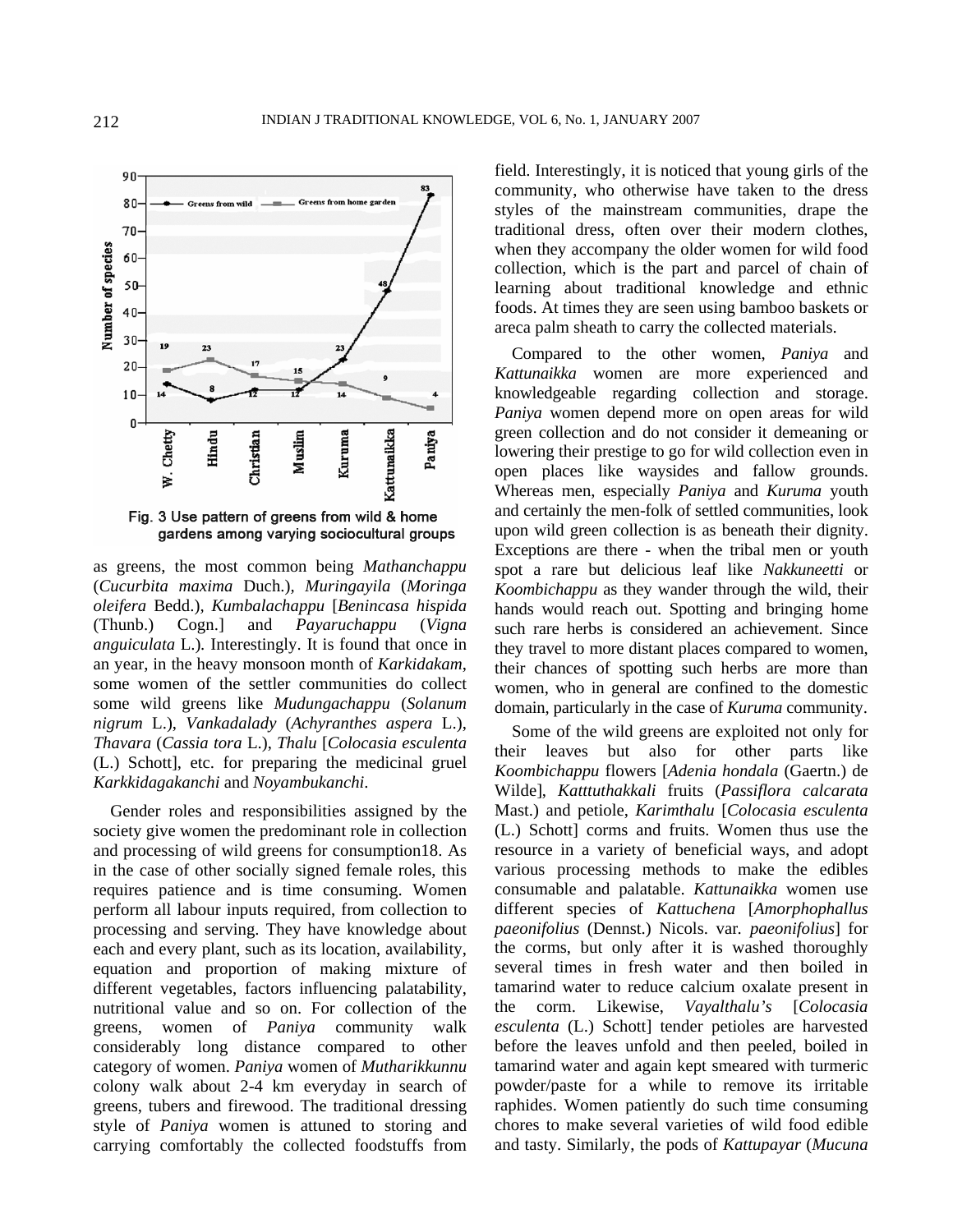Fig. 3 Use pattern of greens from wild & home gardens among varying sociocultural groups

as greens, the most common being *Mathanchappu* (*Cucurbita maxima* Duch.), *Muringayila* (*Moringa oleifera* Bedd.), *Kumbalachappu* [*Benincasa hispida* (Thunb.) Cogn.] and *Payaruchappu* (*Vigna anguiculata* L.). Interestingly. It is found that once in an year, in the heavy monsoon month of *Karkidakam*, some women of the settler communities do collect some wild greens like *Mudungachappu* (*Solanum nigrum* L.), *Vankadalady* (*Achyranthes aspera* L.), *Thavara* (*Cassia tora* L.), *Thalu* [*Colocasia esculenta* (L.) Schott], etc. for preparing the medicinal gruel *Karkkidagakanchi* and *Noyambukanchi*.

Gender roles and responsibilities assigned by the society give women the predominant role in collection and processing of wild greens for consumption18. As in the case of other socially signed female roles, this requires patience and is time consuming. Women perform all labour inputs required, from collection to processing and serving. They have knowledge about each and every plant, such as its location, availability, equation and proportion of making mixture of different vegetables, factors influencing palatability, nutritional value and so on. For collection of the greens, women of *Paniya* community walk considerably long distance compared to other category of women. *Paniya* women of *Mutharikkunnu* colony walk about 2-4 km everyday in search of greens, tubers and firewood. The traditional dressing style of *Paniya* women is attuned to storing and carrying comfortably the collected foodstuffs from field. Interestingly, it is noticed that young girls of the community, who otherwise have taken to the dress styles of the mainstream communities, drape the traditional dress, often over their modern clothes, when they accompany the older women for wild food collection, which is the part and parcel of chain of learning about traditional knowledge and ethnic foods. At times they are seen using bamboo baskets or areca palm sheath to carry the collected materials.

Compared to the other women, *Paniya* and *Kattunaikka* women are more experienced and knowledgeable regarding collection and storage. *Paniya* women depend more on open areas for wild green collection and do not consider it demeaning or lowering their prestige to go for wild collection even in open places like waysides and fallow grounds. Whereas men, especially *Paniya* and *Kuruma* youth and certainly the men-folk of settled communities, look upon wild green collection is as beneath their dignity. Exceptions are there - when the tribal men or youth spot a rare but delicious leaf like *Nakkuneetti* or *Koombichappu* as they wander through the wild, their hands would reach out. Spotting and bringing home such rare herbs is considered an achievement. Since they travel to more distant places compared to women, their chances of spotting such herbs are more than women, who in general are confined to the domestic domain, particularly in the case of *Kuruma* community.

Some of the wild greens are exploited not only for their leaves but also for other parts like *Koombichappu* flowers [*Adenia hondala* (Gaertn.) de Wilde], *Katttuthakkali* fruits (*Passiflora calcarata* Mast.) and petiole, *Karimthalu* [*Colocasia esculenta* (L.) Schott] corms and fruits. Women thus use the resource in a variety of beneficial ways, and adopt various processing methods to make the edibles consumable and palatable. *Kattunaikka* women use different species of *Kattuchena* [*Amorphophallus paeonifolius* (Dennst.) Nicols. var. *paeonifolius*] for the corms, but only after it is washed thoroughly several times in fresh water and then boiled in tamarind water to reduce calcium oxalate present in the corm. Likewise, *Vayalthalu's* [*Colocasia esculenta* (L.) Schott] tender petioles are harvested before the leaves unfold and then peeled, boiled in tamarind water and again kept smeared with turmeric powder/paste for a while to remove its irritable raphides. Women patiently do such time consuming chores to make several varieties of wild food edible and tasty. Similarly, the pods of *Kattupayar* (*Mucuna*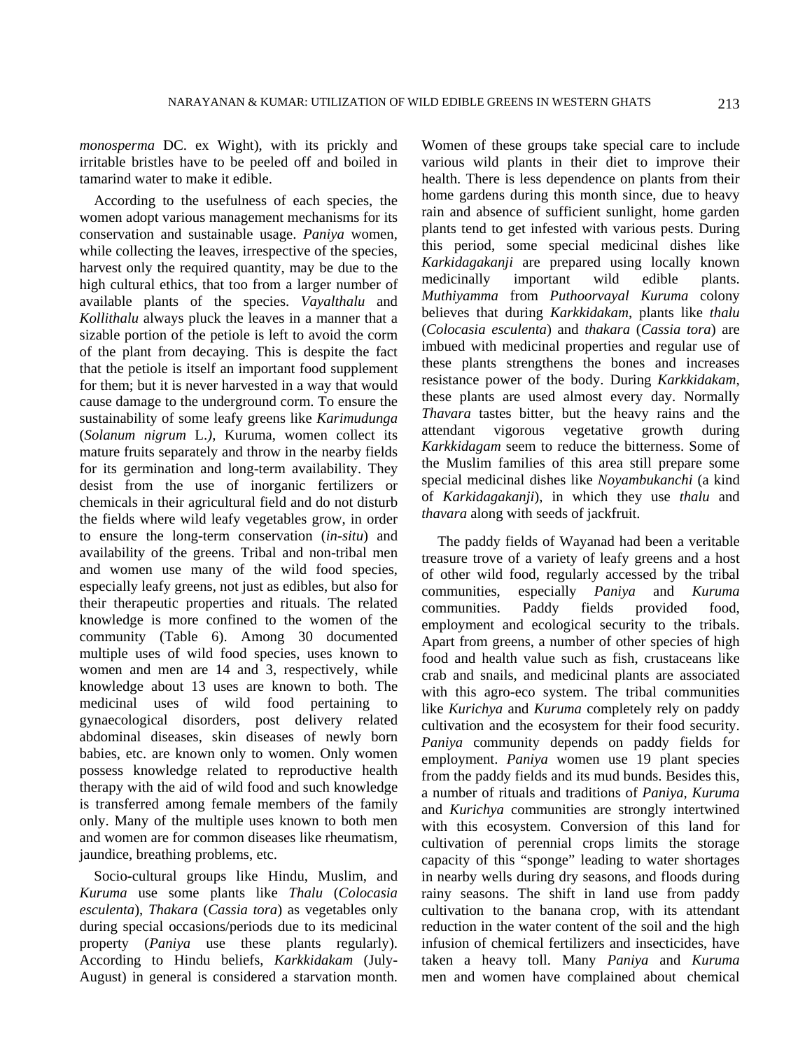*monosperma* DC. ex Wight), with its prickly and irritable bristles have to be peeled off and boiled in tamarind water to make it edible.

According to the usefulness of each species, the women adopt various management mechanisms for its conservation and sustainable usage. *Paniya* women, while collecting the leaves, irrespective of the species, harvest only the required quantity, may be due to the high cultural ethics, that too from a larger number of available plants of the species. *Vayalthalu* and *Kollithalu* always pluck the leaves in a manner that a sizable portion of the petiole is left to avoid the corm of the plant from decaying. This is despite the fact that the petiole is itself an important food supplement for them; but it is never harvested in a way that would cause damage to the underground corm. To ensure the sustainability of some leafy greens like *Karimudunga* (*Solanum nigrum* L.*)*, Kuruma, women collect its mature fruits separately and throw in the nearby fields for its germination and long-term availability. They desist from the use of inorganic fertilizers or chemicals in their agricultural field and do not disturb the fields where wild leafy vegetables grow, in order to ensure the long-term conservation (*in-situ*) and availability of the greens. Tribal and non-tribal men and women use many of the wild food species, especially leafy greens, not just as edibles, but also for their therapeutic properties and rituals. The related knowledge is more confined to the women of the community (Table 6). Among 30 documented multiple uses of wild food species, uses known to women and men are 14 and 3, respectively, while knowledge about 13 uses are known to both. The medicinal uses of wild food pertaining to gynaecological disorders, post delivery related abdominal diseases, skin diseases of newly born babies, etc. are known only to women. Only women possess knowledge related to reproductive health therapy with the aid of wild food and such knowledge is transferred among female members of the family only. Many of the multiple uses known to both men and women are for common diseases like rheumatism, jaundice, breathing problems, etc.

Socio-cultural groups like Hindu, Muslim, and *Kuruma* use some plants like *Thalu* (*Colocasia esculenta*), *Thakara* (*Cassia tora*) as vegetables only during special occasions/periods due to its medicinal property (*Paniya* use these plants regularly). According to Hindu beliefs, *Karkkidakam* (July-August) in general is considered a starvation month. Women of these groups take special care to include various wild plants in their diet to improve their health. There is less dependence on plants from their home gardens during this month since, due to heavy rain and absence of sufficient sunlight, home garden plants tend to get infested with various pests. During this period, some special medicinal dishes like *Karkidagakanji* are prepared using locally known medicinally important wild edible plants. *Muthiyamma* from *Puthoorvayal Kuruma* colony believes that during *Karkkidakam*, plants like *thalu* (*Colocasia esculenta*) and *thakara* (*Cassia tora*) are imbued with medicinal properties and regular use of these plants strengthens the bones and increases resistance power of the body. During *Karkkidakam*, these plants are used almost every day. Normally *Thavara* tastes bitter, but the heavy rains and the attendant vigorous vegetative growth during *Karkkidagam* seem to reduce the bitterness. Some of the Muslim families of this area still prepare some special medicinal dishes like *Noyambukanchi* (a kind of *Karkidagakanji*), in which they use *thalu* and *thavara* along with seeds of jackfruit.

The paddy fields of Wayanad had been a veritable treasure trove of a variety of leafy greens and a host of other wild food, regularly accessed by the tribal communities, especially *Paniya* and *Kuruma* communities. Paddy fields provided food, employment and ecological security to the tribals. Apart from greens, a number of other species of high food and health value such as fish, crustaceans like crab and snails, and medicinal plants are associated with this agro-eco system. The tribal communities like *Kurichya* and *Kuruma* completely rely on paddy cultivation and the ecosystem for their food security. *Paniya* community depends on paddy fields for employment. *Paniya* women use 19 plant species from the paddy fields and its mud bunds. Besides this, a number of rituals and traditions of *Paniya, Kuruma* and *Kurichya* communities are strongly intertwined with this ecosystem. Conversion of this land for cultivation of perennial crops limits the storage capacity of this "sponge" leading to water shortages in nearby wells during dry seasons, and floods during rainy seasons. The shift in land use from paddy cultivation to the banana crop, with its attendant reduction in the water content of the soil and the high infusion of chemical fertilizers and insecticides, have taken a heavy toll. Many *Paniya* and *Kuruma* men and women have complained about chemical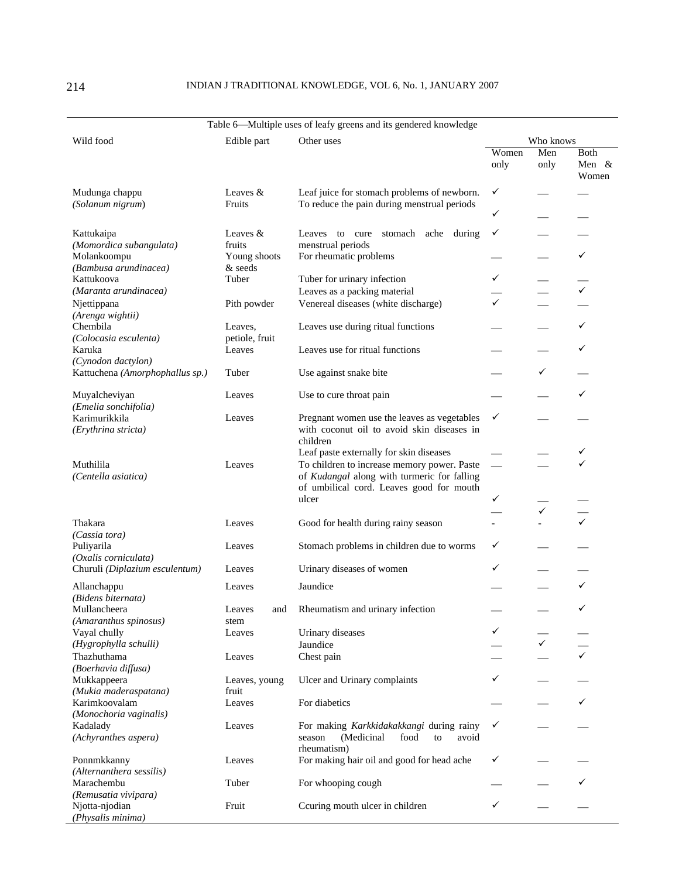Table 6—Multiple uses of leafy greens and its gendered knowledge

| Wild food | Edible part | Other uses | Who knows | | |
|---|---|---|---|---|---|
| | | | Women only | Men only | Both Men & Women |
| Mudunga chappu (*Solanum nigrum*) | Leaves & Fruits | Leaf juice for stomach problems of newborn. | ✓ | — | — |
| | | To reduce the pain during menstrual periods | ✓ | — | — |
| Kattukaipa (*Momordica subangulata*) | Leaves & fruits | Leaves to cure stomach ache during menstrual periods | ✓ | — | — |
| Molankoompu (*Bambusa arundinacea*) | Young shoots & seeds | For rheumatic problems | — | — | ✓ |
| Kattukoova (*Maranta arundinacea*) | Tuber | Tuber for urinary infection | ✓ | — | — |
| | | Leaves as a packing material | — | — | ✓ |
| Njettippana (*Arenga wightii*) | Pith powder | Venereal diseases (white discharge) | ✓ | — | — |
| Chembila (*Colocasia esculenta*) | Leaves, petiole, fruit | Leaves use during ritual functions | — | — | ✓ |
| Karuka (*Cynodon dactylon*) | Leaves | Leaves use for ritual functions | — | — | ✓ |
| Kattuchena (*Amorphophallus sp.*) | Tuber | Use against snake bite | — | ✓ | — |
| Muyalcheviyan (*Emelia sonchifolia*) | Leaves | Use to cure throat pain | — | — | ✓ |
| Karimurikkila (*Erythrina stricta*) | Leaves | Pregnant women use the leaves as vegetables with coconut oil to avoid skin diseases in children | ✓ | — | — |
| | | Leaf paste externally for skin diseases | — | — | ✓ |
| Muthilila (*Centella asiatica*) | Leaves | To children to increase memory power. | — | — | ✓ |
| | | Paste of *Kudangal* along with turmeric for falling of umbilical cord. | ✓ | — | — |
| | | Leaves good for mouth ulcer | — | ✓ | — |
| Thakara (*Cassia tora*) | Leaves | Good for health during rainy season | - | - | ✓ |
| Puliyarila (*Oxalis corniculata*) | Leaves | Stomach problems in children due to worms | ✓ | — | — |
| Churuli (*Diplazium esculentum*) | Leaves | Urinary diseases of women | ✓ | — | — |
| Allanchappu (*Bidens biternata*) | Leaves | Jaundice | — | — | ✓ |
| Mullancheera (*Amaranthus spinosus*) | Leaves and stem | Rheumatism and urinary infection | — | — | ✓ |
| Vayal chully (*Hygrophylla schulli*) | Leaves | Urinary diseases | ✓ | — | — |
| | | Jaundice | — | ✓ | — |
| Thazhuthama (*Boerhavia diffusa*) | Leaves | Chest pain | — | — | ✓ |
| Mukkappeera (*Mukia maderaspatana*) | Leaves, young fruit | Ulcer and Urinary complaints | ✓ | — | — |
| Karimkoovalam (*Monochoria vaginalis*) | Leaves | For diabetics | — | — | ✓ |
| Kadalady (*Achyranthes aspera*) | Leaves | For making *Karkkidakakkangi* during rainy season (Medicinal food to avoid rheumatism) | ✓ | — | — |
| Ponnmkkanny (*Alternanthera sessilis*) | Leaves | For making hair oil and good for head ache | ✓ | — | — |
| Marachembu (*Remusatia vivipara*) | Tuber | For whooping cough | — | — | ✓ |
| Njotta-njodian (*Physalis minima*) | Fruit | Ccuring mouth ulcer in children | ✓ | — | — |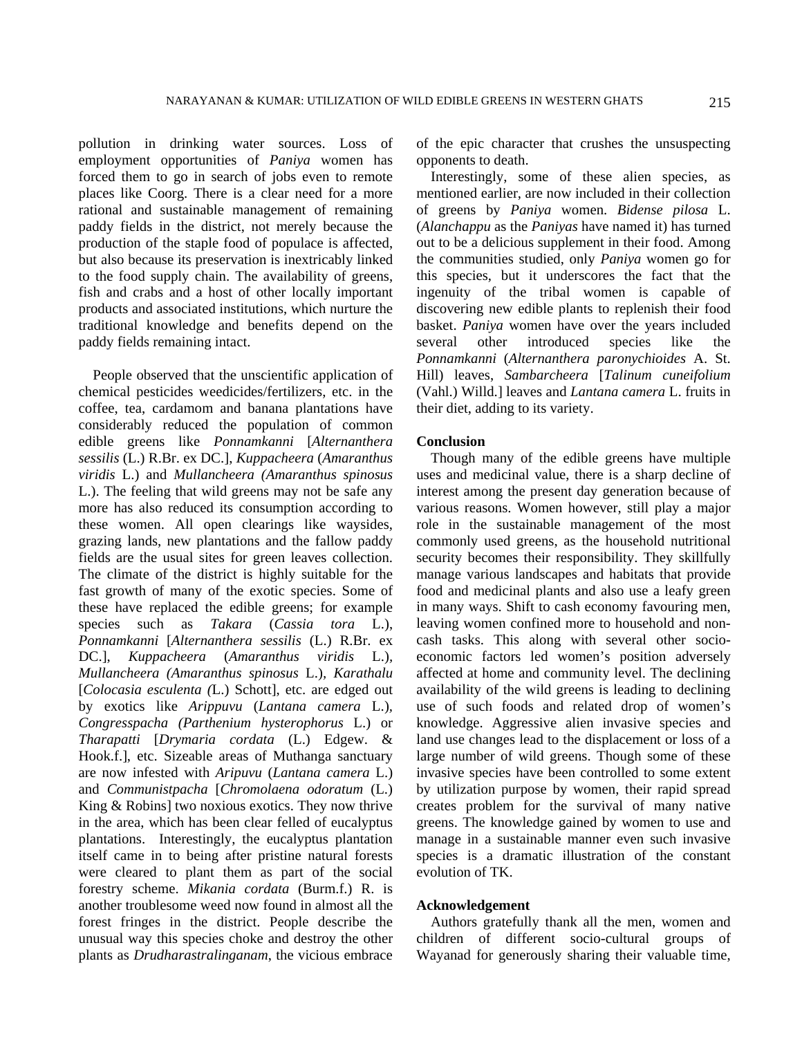pollution in drinking water sources. Loss of employment opportunities of *Paniya* women has forced them to go in search of jobs even to remote places like Coorg. There is a clear need for a more rational and sustainable management of remaining paddy fields in the district, not merely because the production of the staple food of populace is affected, but also because its preservation is inextricably linked to the food supply chain. The availability of greens, fish and crabs and a host of other locally important products and associated institutions, which nurture the traditional knowledge and benefits depend on the paddy fields remaining intact.

People observed that the unscientific application of chemical pesticides weedicides/fertilizers, etc. in the coffee, tea, cardamom and banana plantations have considerably reduced the population of common edible greens like *Ponnamkanni* [*Alternanthera sessilis* (L.) R.Br. ex DC.], *Kuppacheera* (*Amaranthus viridis* L.) and *Mullancheera (Amaranthus spinosus* L.). The feeling that wild greens may not be safe any more has also reduced its consumption according to these women. All open clearings like waysides, grazing lands, new plantations and the fallow paddy fields are the usual sites for green leaves collection. The climate of the district is highly suitable for the fast growth of many of the exotic species. Some of these have replaced the edible greens; for example species such as *Takara* (*Cassia tora* L.), *Ponnamkanni* [*Alternanthera sessilis* (L.) R.Br. ex DC.], *Kuppacheera* (*Amaranthus viridis* L.), *Mullancheera (Amaranthus spinosus* L.), *Karathalu* [*Colocasia esculenta (*L.) Schott], etc. are edged out by exotics like *Arippuvu* (*Lantana camera* L.), *Congresspacha (Parthenium hysterophorus* L.) or *Tharapatti* [*Drymaria cordata* (L.) Edgew. & Hook.f.], etc. Sizeable areas of Muthanga sanctuary are now infested with *Aripuvu* (*Lantana camera* L.) and *Communistpacha* [*Chromolaena odoratum* (L.) King & Robins] two noxious exotics. They now thrive in the area, which has been clear felled of eucalyptus plantations. Interestingly, the eucalyptus plantation itself came in to being after pristine natural forests were cleared to plant them as part of the social forestry scheme. *Mikania cordata* (Burm.f.) R. is another troublesome weed now found in almost all the forest fringes in the district. People describe the unusual way this species choke and destroy the other plants as *Drudharastralinganam*, the vicious embrace of the epic character that crushes the unsuspecting opponents to death.

Interestingly, some of these alien species, as mentioned earlier, are now included in their collection of greens by *Paniya* women. *Bidense pilosa* L. (*Alanchappu* as the *Paniyas* have named it) has turned out to be a delicious supplement in their food. Among the communities studied, only *Paniya* women go for this species, but it underscores the fact that the ingenuity of the tribal women is capable of discovering new edible plants to replenish their food basket. *Paniya* women have over the years included several other introduced species like the *Ponnamkanni* (*Alternanthera paronychioides* A. St. Hill) leaves, *Sambarcheera* [*Talinum cuneifolium* (Vahl.) Willd.] leaves and *Lantana camera* L. fruits in their diet, adding to its variety.

## Conclusion

Though many of the edible greens have multiple uses and medicinal value, there is a sharp decline of interest among the present day generation because of various reasons. Women however, still play a major role in the sustainable management of the most commonly used greens, as the household nutritional security becomes their responsibility. They skillfully manage various landscapes and habitats that provide food and medicinal plants and also use a leafy green in many ways. Shift to cash economy favouring men, leaving women confined more to household and non-cash tasks. This along with several other socio-economic factors led women's position adversely affected at home and community level. The declining availability of the wild greens is leading to declining use of such foods and related drop of women's knowledge. Aggressive alien invasive species and land use changes lead to the displacement or loss of a large number of wild greens. Though some of these invasive species have been controlled to some extent by utilization purpose by women, their rapid spread creates problem for the survival of many native greens. The knowledge gained by women to use and manage in a sustainable manner even such invasive species is a dramatic illustration of the constant evolution of TK.

## Acknowledgement

Authors gratefully thank all the men, women and children of different socio-cultural groups of Wayanad for generously sharing their valuable time,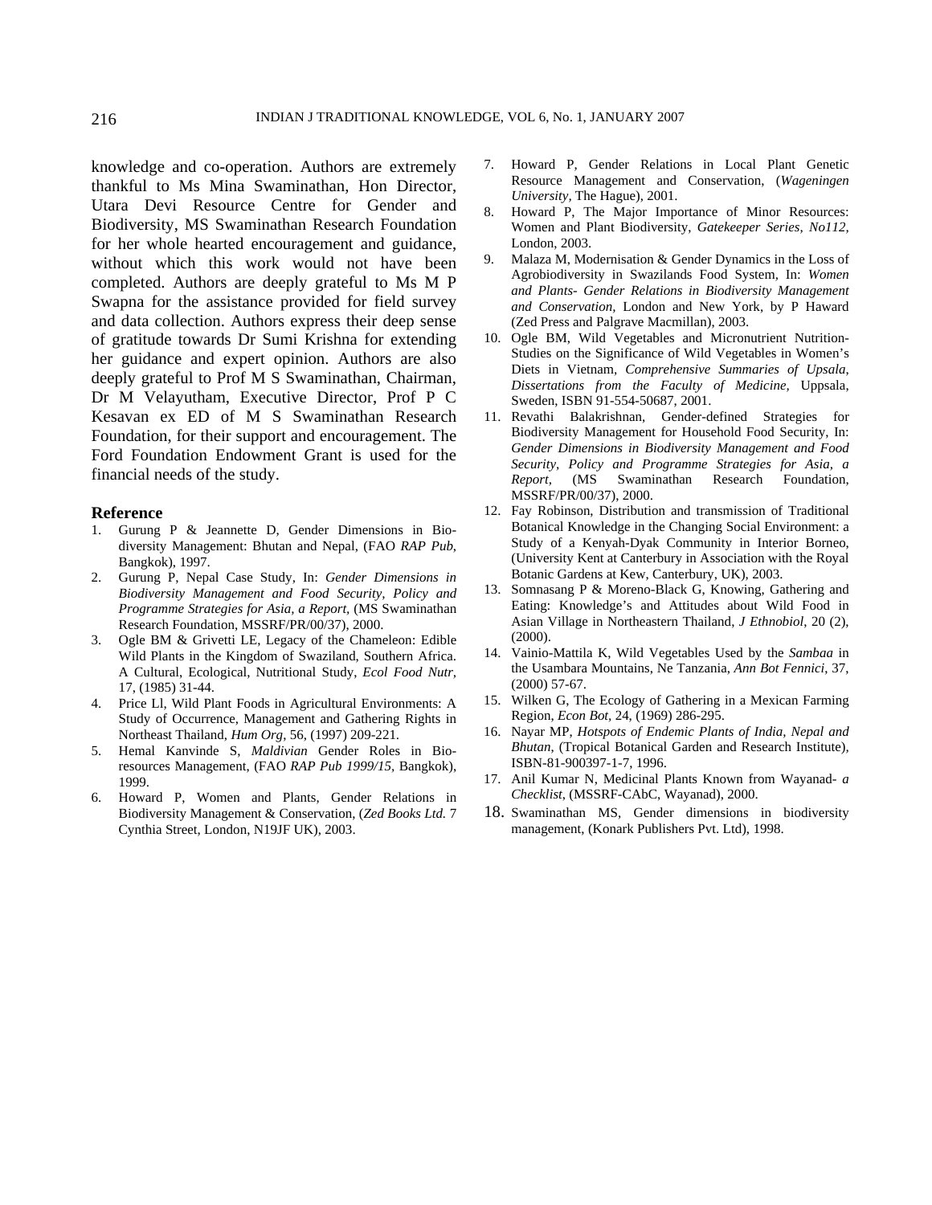knowledge and co-operation. Authors are extremely thankful to Ms Mina Swaminathan, Hon Director, Utara Devi Resource Centre for Gender and Biodiversity, MS Swaminathan Research Foundation for her whole hearted encouragement and guidance, without which this work would not have been completed. Authors are deeply grateful to Ms M P Swapna for the assistance provided for field survey and data collection. Authors express their deep sense of gratitude towards Dr Sumi Krishna for extending her guidance and expert opinion. Authors are also deeply grateful to Prof M S Swaminathan, Chairman, Dr M Velayutham, Executive Director, Prof P C Kesavan ex ED of M S Swaminathan Research Foundation, for their support and encouragement. The Ford Foundation Endowment Grant is used for the financial needs of the study.

## Reference

1. Gurung P & Jeannette D, Gender Dimensions in Bio-diversity Management: Bhutan and Nepal, (FAO *RAP Pub*, Bangkok), 1997.
2. Gurung P, Nepal Case Study, In: *Gender Dimensions in Biodiversity Management and Food Security, Policy and Programme Strategies for Asia, a Report*, (MS Swaminathan Research Foundation, MSSRF/PR/00/37), 2000.
3. Ogle BM & Grivetti LE, Legacy of the Chameleon: Edible Wild Plants in the Kingdom of Swaziland, Southern Africa. A Cultural, Ecological, Nutritional Study, *Ecol Food Nutr*, 17, (1985) 31-44.
4. Price Ll, Wild Plant Foods in Agricultural Environments: A Study of Occurrence, Management and Gathering Rights in Northeast Thailand, *Hum Org*, 56, (1997) 209-221.
5. Hemal Kanvinde S, *Maldivian* Gender Roles in Bio-resources Management, (FAO *RAP Pub 1999/15*, Bangkok), 1999.
6. Howard P, Women and Plants, Gender Relations in Biodiversity Management & Conservation, (*Zed Books Ltd.* 7 Cynthia Street, London, N19JF UK), 2003.
7. Howard P, Gender Relations in Local Plant Genetic Resource Management and Conservation, (*Wageningen University*, The Hague), 2001.
8. Howard P, The Major Importance of Minor Resources: Women and Plant Biodiversity, *Gatekeeper Series, No112*, London, 2003.
9. Malaza M, Modernisation & Gender Dynamics in the Loss of Agrobiodiversity in Swazilands Food System, In: *Women and Plants- Gender Relations in Biodiversity Management and Conservation*, London and New York, by P Haward (Zed Press and Palgrave Macmillan), 2003.
10. Ogle BM, Wild Vegetables and Micronutrient Nutrition-Studies on the Significance of Wild Vegetables in Women's Diets in Vietnam, *Comprehensive Summaries of Upsala, Dissertations from the Faculty of Medicine*, Uppsala, Sweden, ISBN 91-554-50687, 2001.
11. Revathi Balakrishnan, Gender-defined Strategies for Biodiversity Management for Household Food Security, In: *Gender Dimensions in Biodiversity Management and Food Security, Policy and Programme Strategies for Asia, a Report*, (MS Swaminathan Research Foundation, MSSRF/PR/00/37), 2000.
12. Fay Robinson, Distribution and transmission of Traditional Botanical Knowledge in the Changing Social Environment: a Study of a Kenyah-Dyak Community in Interior Borneo, (University Kent at Canterbury in Association with the Royal Botanic Gardens at Kew, Canterbury, UK), 2003.
13. Somnasang P & Moreno-Black G, Knowing, Gathering and Eating: Knowledge's and Attitudes about Wild Food in Asian Village in Northeastern Thailand, *J Ethnobiol*, 20 (2), (2000).
14. Vainio-Mattila K, Wild Vegetables Used by the *Sambaa* in the Usambara Mountains, Ne Tanzania, *Ann Bot Fennici*, 37, (2000) 57-67.
15. Wilken G, The Ecology of Gathering in a Mexican Farming Region, *Econ Bot*, 24, (1969) 286-295.
16. Nayar MP, *Hotspots of Endemic Plants of India, Nepal and Bhutan*, (Tropical Botanical Garden and Research Institute), ISBN-81-900397-1-7, 1996.
17. Anil Kumar N, Medicinal Plants Known from Wayanad- *a Checklist*, (MSSRF-CAbC, Wayanad), 2000.
18. Swaminathan MS, Gender dimensions in biodiversity management, (Konark Publishers Pvt. Ltd), 1998.